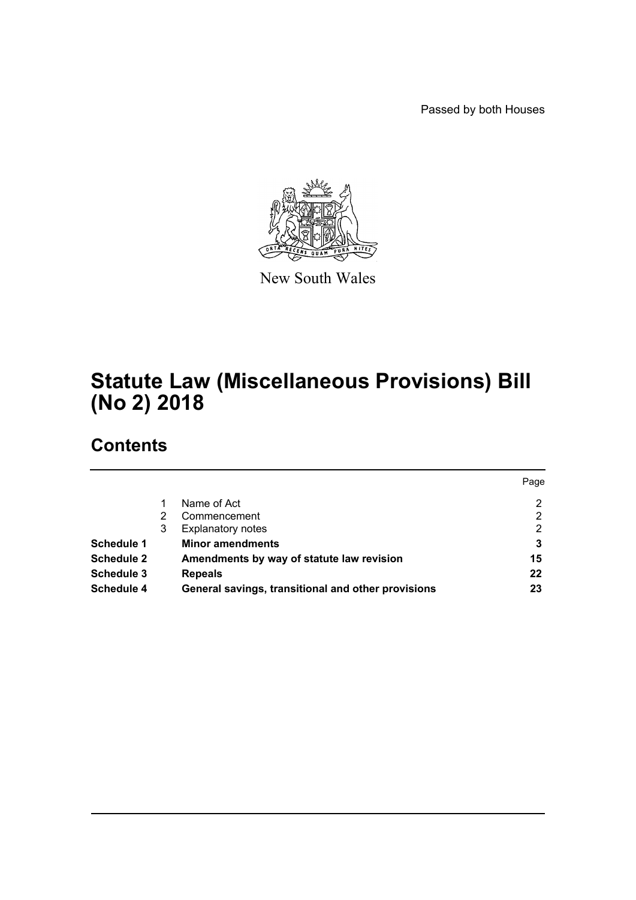Passed by both Houses

New South Wales

# Statute Law (Miscellaneous Provisions) Bill (No 2) 2018

## Contents

| | | | Page |
|---|---|---|---|
| | 1 | Name of Act | 2 |
| | 2 | Commencement | 2 |
| | 3 | Explanatory notes | 2 |
| **Schedule 1** | | **Minor amendments** | **3** |
| **Schedule 2** | | **Amendments by way of statute law revision** | **15** |
| **Schedule 3** | | **Repeals** | **22** |
| **Schedule 4** | | **General savings, transitional and other provisions** | **23** |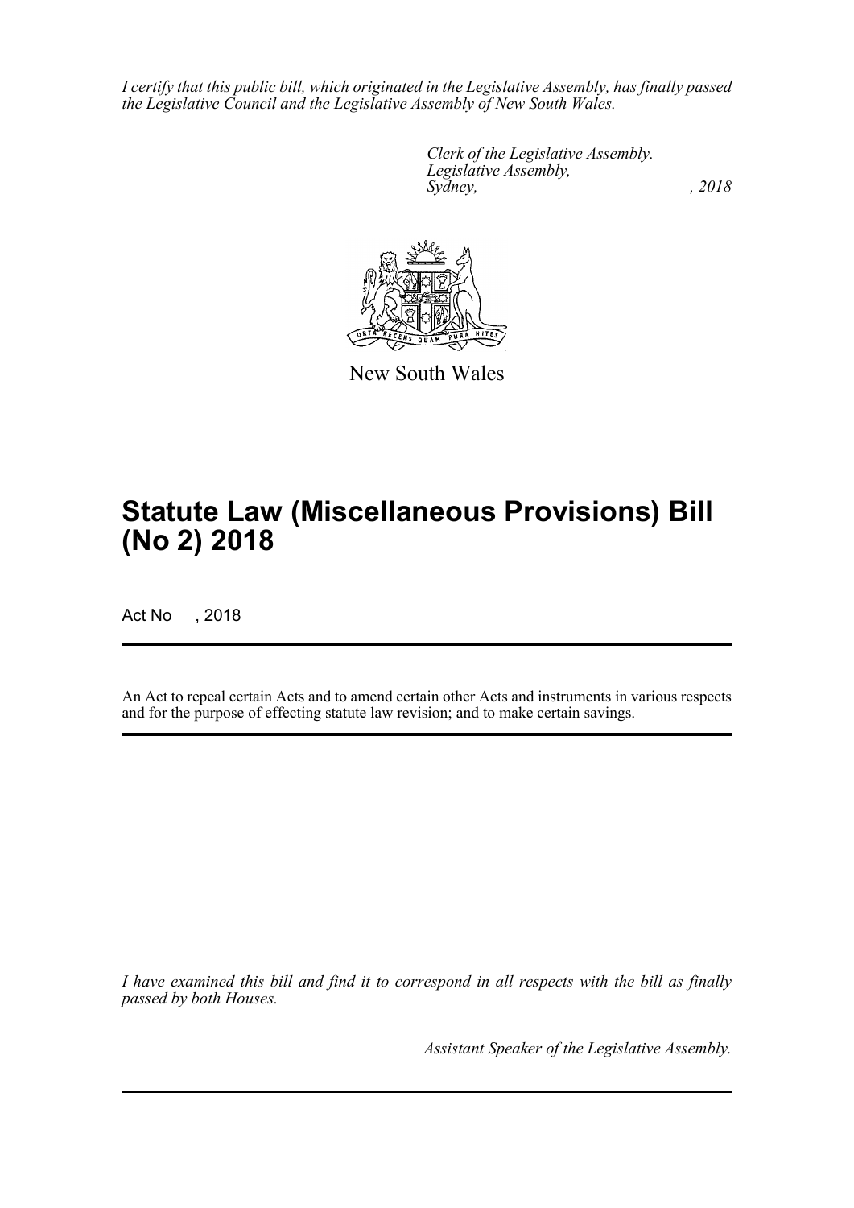*I certify that this public bill, which originated in the Legislative Assembly, has finally passed the Legislative Council and the Legislative Assembly of New South Wales.*

*Clerk of the Legislative Assembly.*
*Legislative Assembly,*
*Sydney, , 2018*

New South Wales

# Statute Law (Miscellaneous Provisions) Bill (No 2) 2018

Act No , 2018

An Act to repeal certain Acts and to amend certain other Acts and instruments in various respects and for the purpose of effecting statute law revision; and to make certain savings.

*I have examined this bill and find it to correspond in all respects with the bill as finally passed by both Houses.*

*Assistant Speaker of the Legislative Assembly.*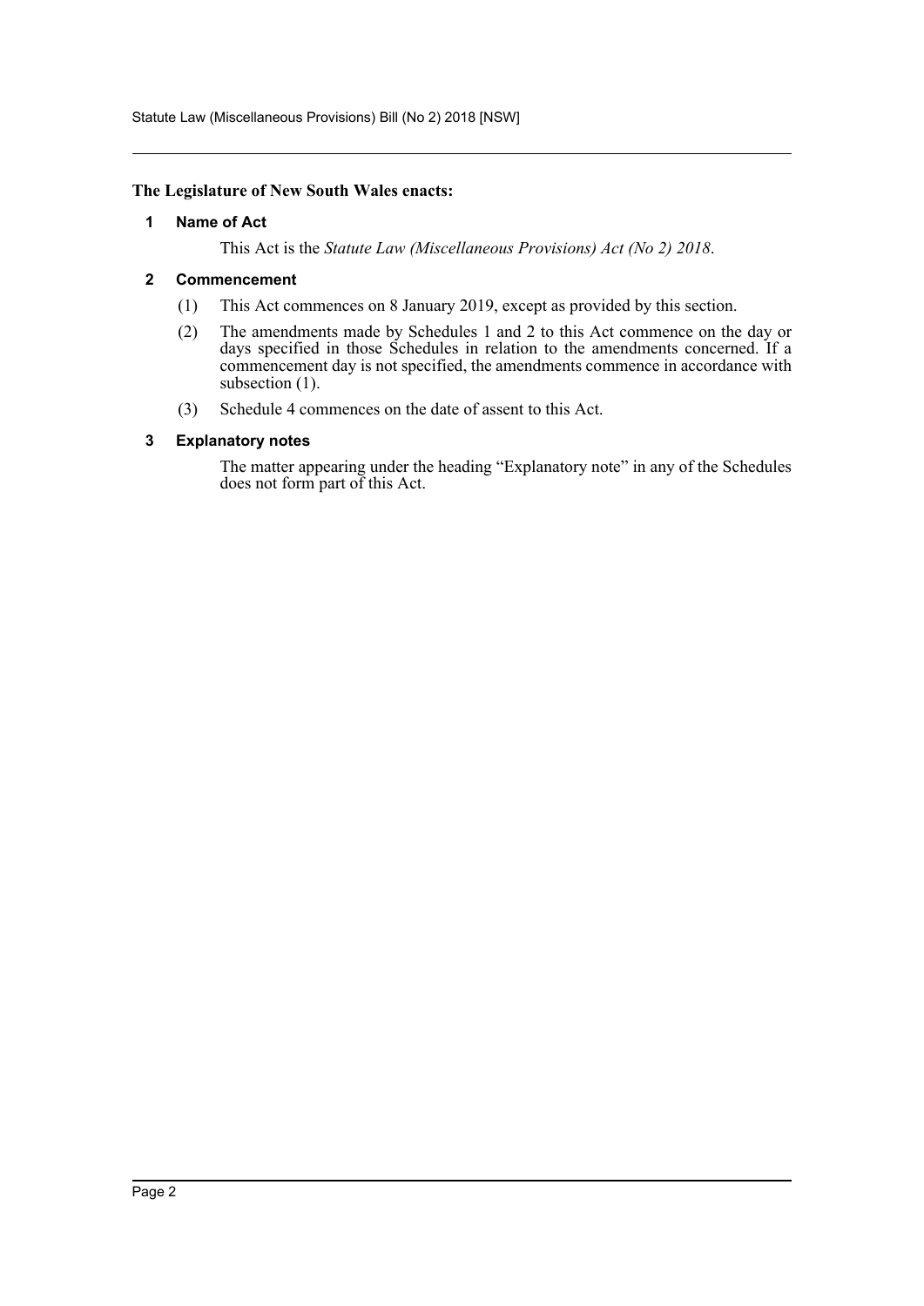**The Legislature of New South Wales enacts:**

## 1 Name of Act

This Act is the *Statute Law (Miscellaneous Provisions) Act (No 2) 2018*.

## 2 Commencement

(1) This Act commences on 8 January 2019, except as provided by this section.

(2) The amendments made by Schedules 1 and 2 to this Act commence on the day or days specified in those Schedules in relation to the amendments concerned. If a commencement day is not specified, the amendments commence in accordance with subsection (1).

(3) Schedule 4 commences on the date of assent to this Act.

## 3 Explanatory notes

The matter appearing under the heading "Explanatory note" in any of the Schedules does not form part of this Act.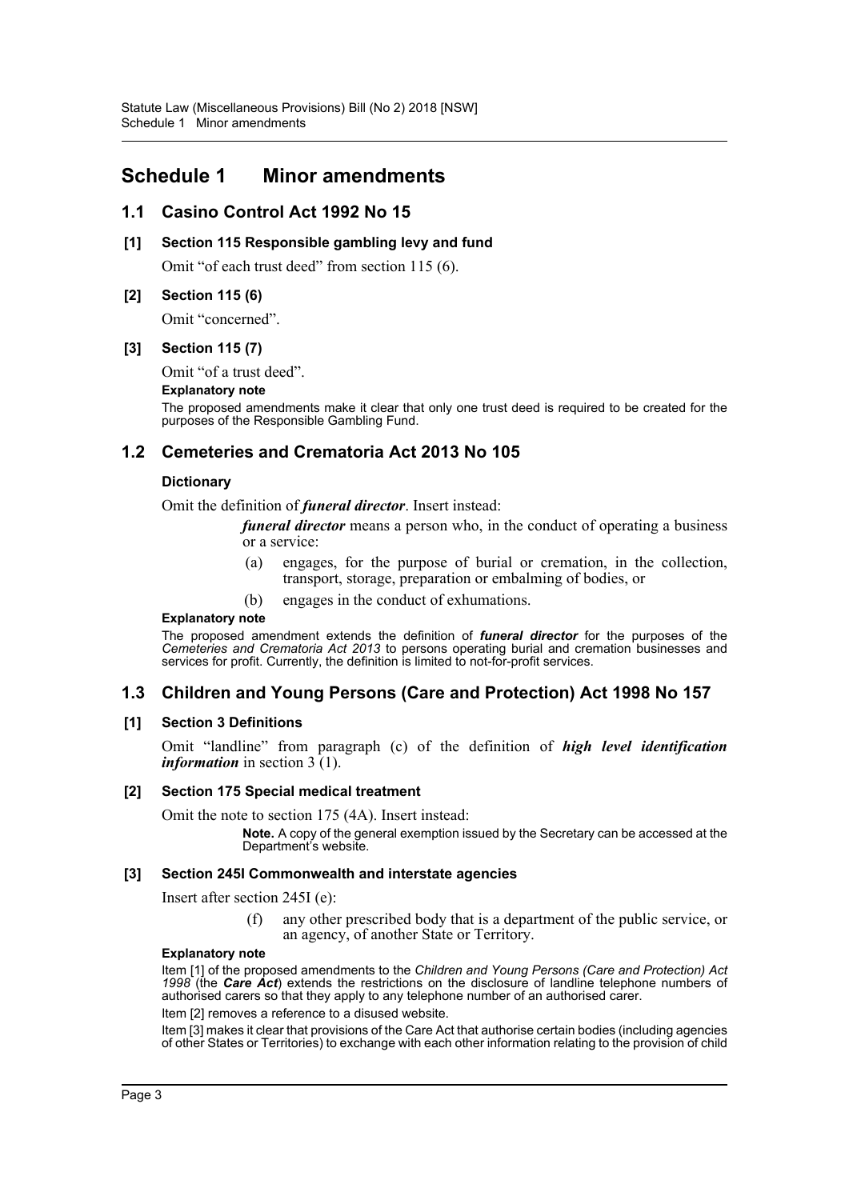# Schedule 1 Minor amendments

## 1.1 Casino Control Act 1992 No 15

### [1] Section 115 Responsible gambling levy and fund

Omit "of each trust deed" from section 115 (6).

### [2] Section 115 (6)

Omit "concerned".

### [3] Section 115 (7)

Omit "of a trust deed".

**Explanatory note**

The proposed amendments make it clear that only one trust deed is required to be created for the purposes of the Responsible Gambling Fund.

## 1.2 Cemeteries and Crematoria Act 2013 No 105

### Dictionary

Omit the definition of ***funeral director***. Insert instead:

> ***funeral director*** means a person who, in the conduct of operating a business or a service:
>
> (a) engages, for the purpose of burial or cremation, in the collection, transport, storage, preparation or embalming of bodies, or
>
> (b) engages in the conduct of exhumations.

**Explanatory note**

The proposed amendment extends the definition of ***funeral director*** for the purposes of the *Cemeteries and Crematoria Act 2013* to persons operating burial and cremation businesses and services for profit. Currently, the definition is limited to not-for-profit services.

## 1.3 Children and Young Persons (Care and Protection) Act 1998 No 157

### [1] Section 3 Definitions

Omit "landline" from paragraph (c) of the definition of ***high level identification information*** in section 3 (1).

### [2] Section 175 Special medical treatment

Omit the note to section 175 (4A). Insert instead:

> **Note.** A copy of the general exemption issued by the Secretary can be accessed at the Department's website.

### [3] Section 245I Commonwealth and interstate agencies

Insert after section 245I (e):

> (f) any other prescribed body that is a department of the public service, or an agency, of another State or Territory.

**Explanatory note**

Item [1] of the proposed amendments to the *Children and Young Persons (Care and Protection) Act 1998* (the ***Care Act***) extends the restrictions on the disclosure of landline telephone numbers of authorised carers so that they apply to any telephone number of an authorised carer.

Item [2] removes a reference to a disused website.

Item [3] makes it clear that provisions of the Care Act that authorise certain bodies (including agencies of other States or Territories) to exchange with each other information relating to the provision of child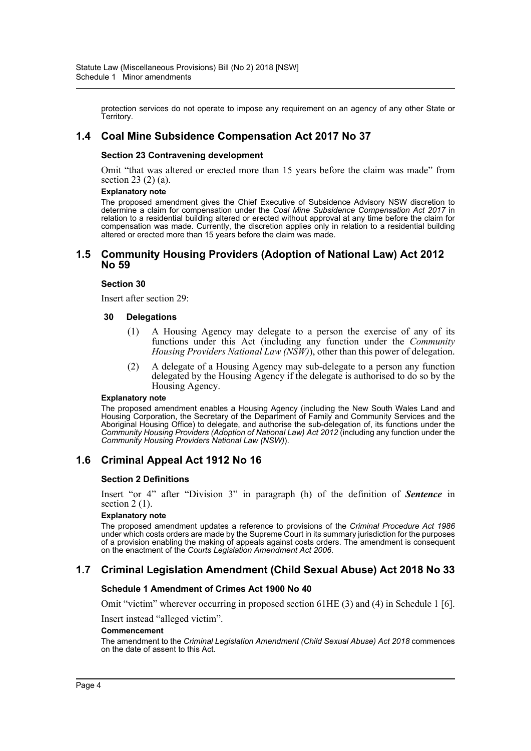protection services do not operate to impose any requirement on an agency of any other State or Territory.

## 1.4 Coal Mine Subsidence Compensation Act 2017 No 37

### Section 23 Contravening development

Omit "that was altered or erected more than 15 years before the claim was made" from section 23 (2) (a).

**Explanatory note**

The proposed amendment gives the Chief Executive of Subsidence Advisory NSW discretion to determine a claim for compensation under the *Coal Mine Subsidence Compensation Act 2017* in relation to a residential building altered or erected without approval at any time before the claim for compensation was made. Currently, the discretion applies only in relation to a residential building altered or erected more than 15 years before the claim was made.

## 1.5 Community Housing Providers (Adoption of National Law) Act 2012 No 59

### Section 30

Insert after section 29:

**30 Delegations**

(1) A Housing Agency may delegate to a person the exercise of any of its functions under this Act (including any function under the *Community Housing Providers National Law (NSW)*), other than this power of delegation.

(2) A delegate of a Housing Agency may sub-delegate to a person any function delegated by the Housing Agency if the delegate is authorised to do so by the Housing Agency.

**Explanatory note**

The proposed amendment enables a Housing Agency (including the New South Wales Land and Housing Corporation, the Secretary of the Department of Family and Community Services and the Aboriginal Housing Office) to delegate, and authorise the sub-delegation of, its functions under the *Community Housing Providers (Adoption of National Law) Act 2012* (including any function under the *Community Housing Providers National Law (NSW)*).

## 1.6 Criminal Appeal Act 1912 No 16

### Section 2 Definitions

Insert "or 4" after "Division 3" in paragraph (h) of the definition of ***Sentence*** in section 2 (1).

**Explanatory note**

The proposed amendment updates a reference to provisions of the *Criminal Procedure Act 1986* under which costs orders are made by the Supreme Court in its summary jurisdiction for the purposes of a provision enabling the making of appeals against costs orders. The amendment is consequent on the enactment of the *Courts Legislation Amendment Act 2006*.

## 1.7 Criminal Legislation Amendment (Child Sexual Abuse) Act 2018 No 33

### Schedule 1 Amendment of Crimes Act 1900 No 40

Omit "victim" wherever occurring in proposed section 61HE (3) and (4) in Schedule 1 [6].

Insert instead "alleged victim".

**Commencement**

The amendment to the *Criminal Legislation Amendment (Child Sexual Abuse) Act 2018* commences on the date of assent to this Act.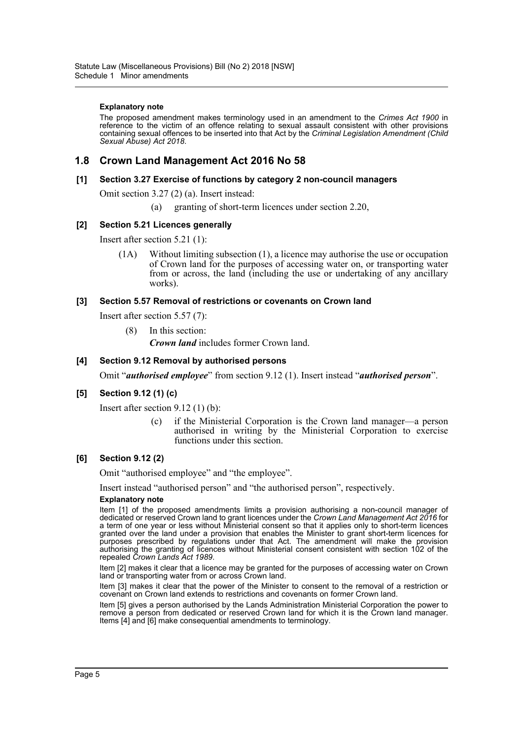#### Explanatory note

The proposed amendment makes terminology used in an amendment to the *Crimes Act 1900* in reference to the victim of an offence relating to sexual assault consistent with other provisions containing sexual offences to be inserted into that Act by the *Criminal Legislation Amendment (Child Sexual Abuse) Act 2018*.

## 1.8 Crown Land Management Act 2016 No 58

### [1] Section 3.27 Exercise of functions by category 2 non-council managers

Omit section 3.27 (2) (a). Insert instead:

> (a) granting of short-term licences under section 2.20,

### [2] Section 5.21 Licences generally

Insert after section 5.21 (1):

> (1A) Without limiting subsection (1), a licence may authorise the use or occupation of Crown land for the purposes of accessing water on, or transporting water from or across, the land (including the use or undertaking of any ancillary works).

### [3] Section 5.57 Removal of restrictions or covenants on Crown land

Insert after section 5.57 (7):

> (8) In this section:
>
> ***Crown land*** includes former Crown land.

### [4] Section 9.12 Removal by authorised persons

Omit "***authorised employee***" from section 9.12 (1). Insert instead "***authorised person***".

### [5] Section 9.12 (1) (c)

Insert after section 9.12 (1) (b):

> (c) if the Ministerial Corporation is the Crown land manager—a person authorised in writing by the Ministerial Corporation to exercise functions under this section.

### [6] Section 9.12 (2)

Omit "authorised employee" and "the employee".

Insert instead "authorised person" and "the authorised person", respectively.

#### Explanatory note

Item [1] of the proposed amendments limits a provision authorising a non-council manager of dedicated or reserved Crown land to grant licences under the *Crown Land Management Act 2016* for a term of one year or less without Ministerial consent so that it applies only to short-term licences granted over the land under a provision that enables the Minister to grant short-term licences for purposes prescribed by regulations under that Act. The amendment will make the provision authorising the granting of licences without Ministerial consent consistent with section 102 of the repealed *Crown Lands Act 1989*.

Item [2] makes it clear that a licence may be granted for the purposes of accessing water on Crown land or transporting water from or across Crown land.

Item [3] makes it clear that the power of the Minister to consent to the removal of a restriction or covenant on Crown land extends to restrictions and covenants on former Crown land.

Item [5] gives a person authorised by the Lands Administration Ministerial Corporation the power to remove a person from dedicated or reserved Crown land for which it is the Crown land manager. Items [4] and [6] make consequential amendments to terminology.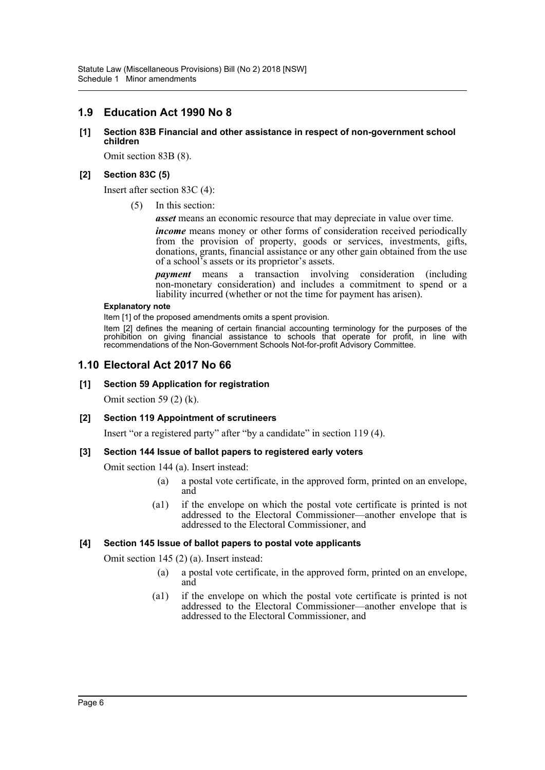## 1.9 Education Act 1990 No 8

**[1] Section 83B Financial and other assistance in respect of non-government school children**

Omit section 83B (8).

**[2] Section 83C (5)**

Insert after section 83C (4):

(5) In this section:

***asset*** means an economic resource that may depreciate in value over time.

***income*** means money or other forms of consideration received periodically from the provision of property, goods or services, investments, gifts, donations, grants, financial assistance or any other gain obtained from the use of a school's assets or its proprietor's assets.

***payment*** means a transaction involving consideration (including non-monetary consideration) and includes a commitment to spend or a liability incurred (whether or not the time for payment has arisen).

**Explanatory note**

Item [1] of the proposed amendments omits a spent provision.

Item [2] defines the meaning of certain financial accounting terminology for the purposes of the prohibition on giving financial assistance to schools that operate for profit, in line with recommendations of the Non-Government Schools Not-for-profit Advisory Committee.

## 1.10 Electoral Act 2017 No 66

**[1] Section 59 Application for registration**

Omit section 59 (2) (k).

**[2] Section 119 Appointment of scrutineers**

Insert "or a registered party" after "by a candidate" in section 119 (4).

**[3] Section 144 Issue of ballot papers to registered early voters**

Omit section 144 (a). Insert instead:

(a) a postal vote certificate, in the approved form, printed on an envelope, and

(a1) if the envelope on which the postal vote certificate is printed is not addressed to the Electoral Commissioner—another envelope that is addressed to the Electoral Commissioner, and

**[4] Section 145 Issue of ballot papers to postal vote applicants**

Omit section 145 (2) (a). Insert instead:

(a) a postal vote certificate, in the approved form, printed on an envelope, and

(a1) if the envelope on which the postal vote certificate is printed is not addressed to the Electoral Commissioner—another envelope that is addressed to the Electoral Commissioner, and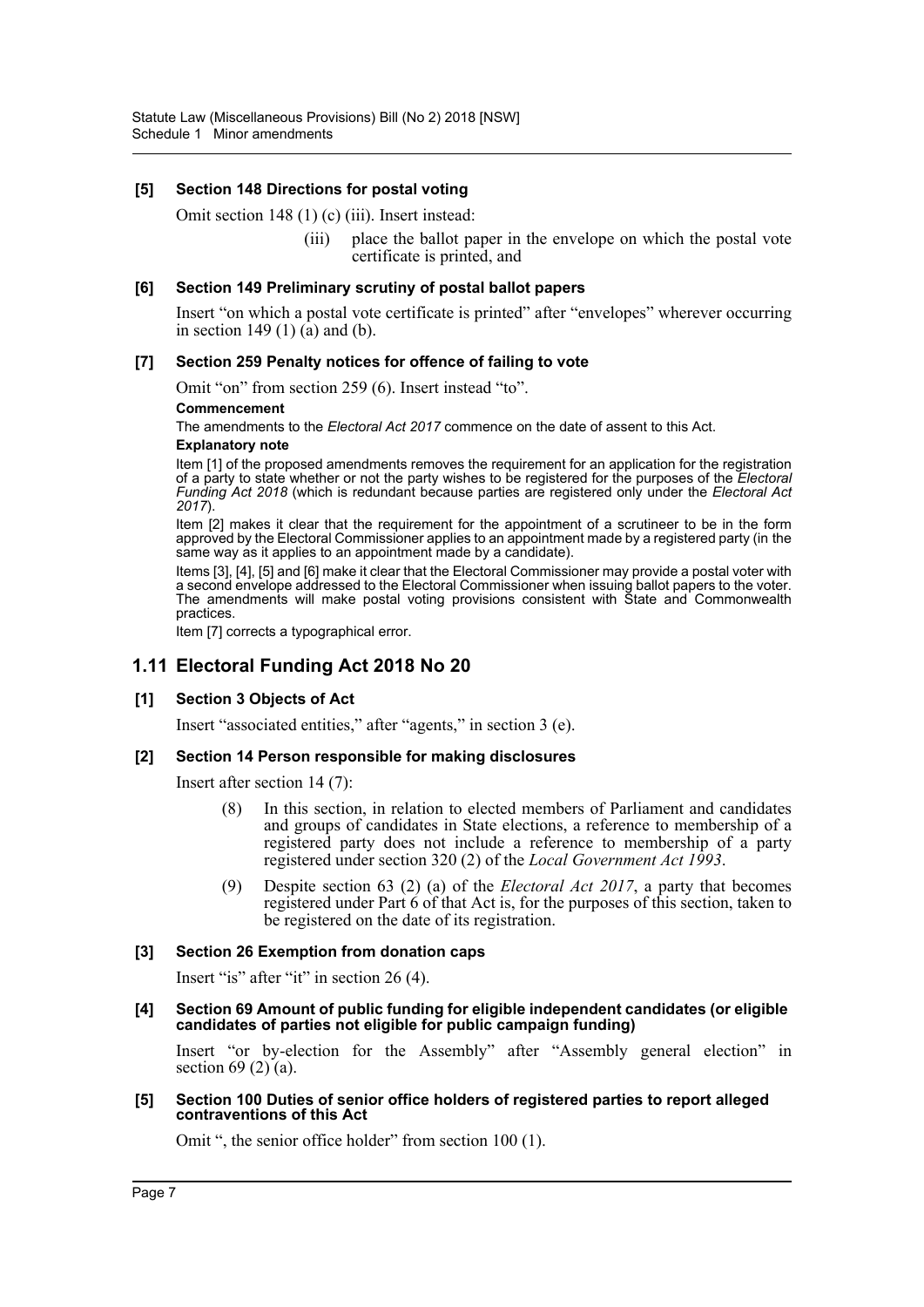### [5] Section 148 Directions for postal voting

Omit section 148 (1) (c) (iii). Insert instead:

> (iii) place the ballot paper in the envelope on which the postal vote certificate is printed, and

### [6] Section 149 Preliminary scrutiny of postal ballot papers

Insert "on which a postal vote certificate is printed" after "envelopes" wherever occurring in section 149 (1) (a) and (b).

### [7] Section 259 Penalty notices for offence of failing to vote

Omit "on" from section 259 (6). Insert instead "to".

**Commencement**

The amendments to the *Electoral Act 2017* commence on the date of assent to this Act.

**Explanatory note**

Item [1] of the proposed amendments removes the requirement for an application for the registration of a party to state whether or not the party wishes to be registered for the purposes of the *Electoral Funding Act 2018* (which is redundant because parties are registered only under the *Electoral Act 2017*).

Item [2] makes it clear that the requirement for the appointment of a scrutineer to be in the form approved by the Electoral Commissioner applies to an appointment made by a registered party (in the same way as it applies to an appointment made by a candidate).

Items [3], [4], [5] and [6] make it clear that the Electoral Commissioner may provide a postal voter with a second envelope addressed to the Electoral Commissioner when issuing ballot papers to the voter. The amendments will make postal voting provisions consistent with State and Commonwealth practices.

Item [7] corrects a typographical error.

## 1.11 Electoral Funding Act 2018 No 20

### [1] Section 3 Objects of Act

Insert "associated entities," after "agents," in section 3 (e).

### [2] Section 14 Person responsible for making disclosures

Insert after section 14 (7):

> (8) In this section, in relation to elected members of Parliament and candidates and groups of candidates in State elections, a reference to membership of a registered party does not include a reference to membership of a party registered under section 320 (2) of the *Local Government Act 1993*.
>
> (9) Despite section 63 (2) (a) of the *Electoral Act 2017*, a party that becomes registered under Part 6 of that Act is, for the purposes of this section, taken to be registered on the date of its registration.

### [3] Section 26 Exemption from donation caps

Insert "is" after "it" in section 26 (4).

### [4] Section 69 Amount of public funding for eligible independent candidates (or eligible candidates of parties not eligible for public campaign funding)

Insert "or by-election for the Assembly" after "Assembly general election" in section 69 (2) (a).

### [5] Section 100 Duties of senior office holders of registered parties to report alleged contraventions of this Act

Omit ", the senior office holder" from section 100 (1).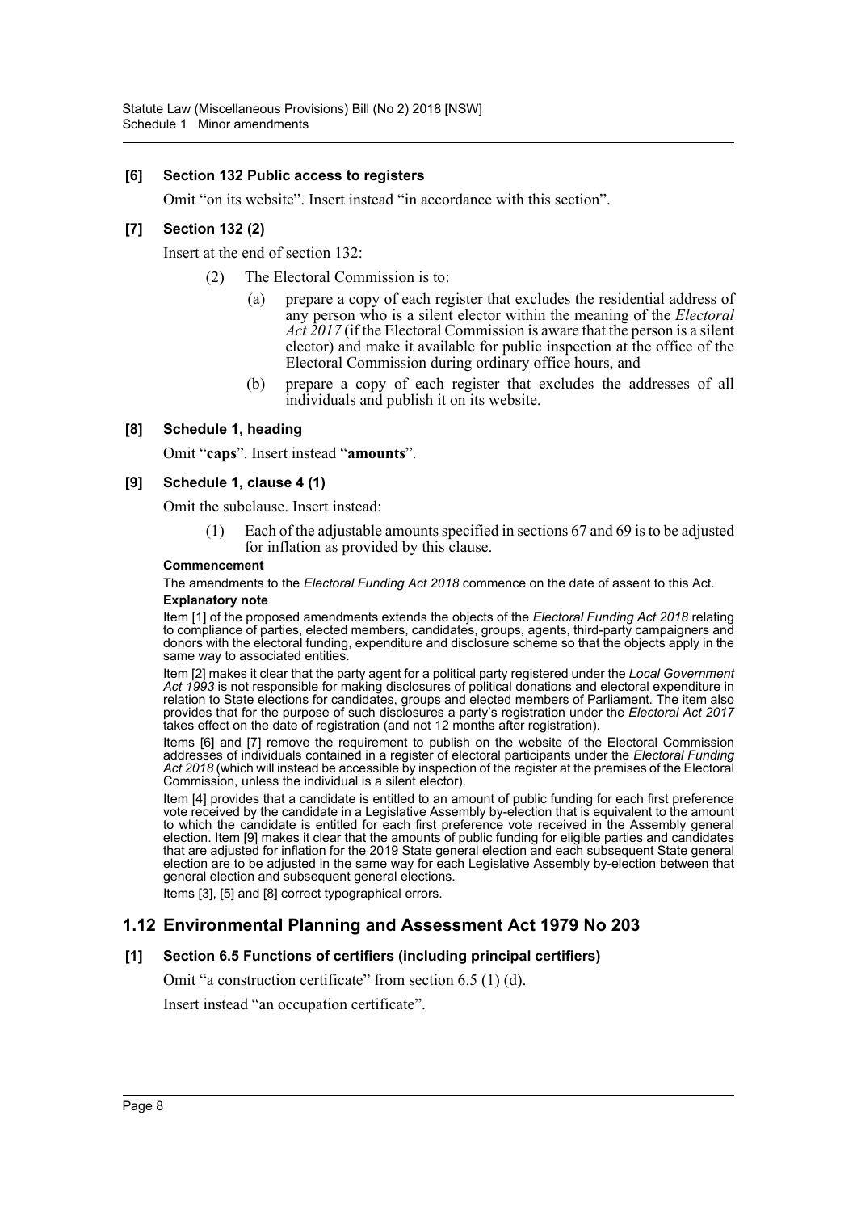**[6] Section 132 Public access to registers**

Omit "on its website". Insert instead "in accordance with this section".

**[7] Section 132 (2)**

Insert at the end of section 132:

(2) The Electoral Commission is to:

(a) prepare a copy of each register that excludes the residential address of any person who is a silent elector within the meaning of the *Electoral Act 2017* (if the Electoral Commission is aware that the person is a silent elector) and make it available for public inspection at the office of the Electoral Commission during ordinary office hours, and

(b) prepare a copy of each register that excludes the addresses of all individuals and publish it on its website.

**[8] Schedule 1, heading**

Omit "**caps**". Insert instead "**amounts**".

**[9] Schedule 1, clause 4 (1)**

Omit the subclause. Insert instead:

(1) Each of the adjustable amounts specified in sections 67 and 69 is to be adjusted for inflation as provided by this clause.

**Commencement**

The amendments to the *Electoral Funding Act 2018* commence on the date of assent to this Act.

**Explanatory note**

Item [1] of the proposed amendments extends the objects of the *Electoral Funding Act 2018* relating to compliance of parties, elected members, candidates, groups, agents, third-party campaigners and donors with the electoral funding, expenditure and disclosure scheme so that the objects apply in the same way to associated entities.

Item [2] makes it clear that the party agent for a political party registered under the *Local Government Act 1993* is not responsible for making disclosures of political donations and electoral expenditure in relation to State elections for candidates, groups and elected members of Parliament. The item also provides that for the purpose of such disclosures a party's registration under the *Electoral Act 2017* takes effect on the date of registration (and not 12 months after registration).

Items [6] and [7] remove the requirement to publish on the website of the Electoral Commission addresses of individuals contained in a register of electoral participants under the *Electoral Funding Act 2018* (which will instead be accessible by inspection of the register at the premises of the Electoral Commission, unless the individual is a silent elector).

Item [4] provides that a candidate is entitled to an amount of public funding for each first preference vote received by the candidate in a Legislative Assembly by-election that is equivalent to the amount to which the candidate is entitled for each first preference vote received in the Assembly general election. Item [9] makes it clear that the amounts of public funding for eligible parties and candidates that are adjusted for inflation for the 2019 State general election and each subsequent State general election are to be adjusted in the same way for each Legislative Assembly by-election between that general election and subsequent general elections.

Items [3], [5] and [8] correct typographical errors.

## 1.12 Environmental Planning and Assessment Act 1979 No 203

**[1] Section 6.5 Functions of certifiers (including principal certifiers)**

Omit "a construction certificate" from section 6.5 (1) (d).

Insert instead "an occupation certificate".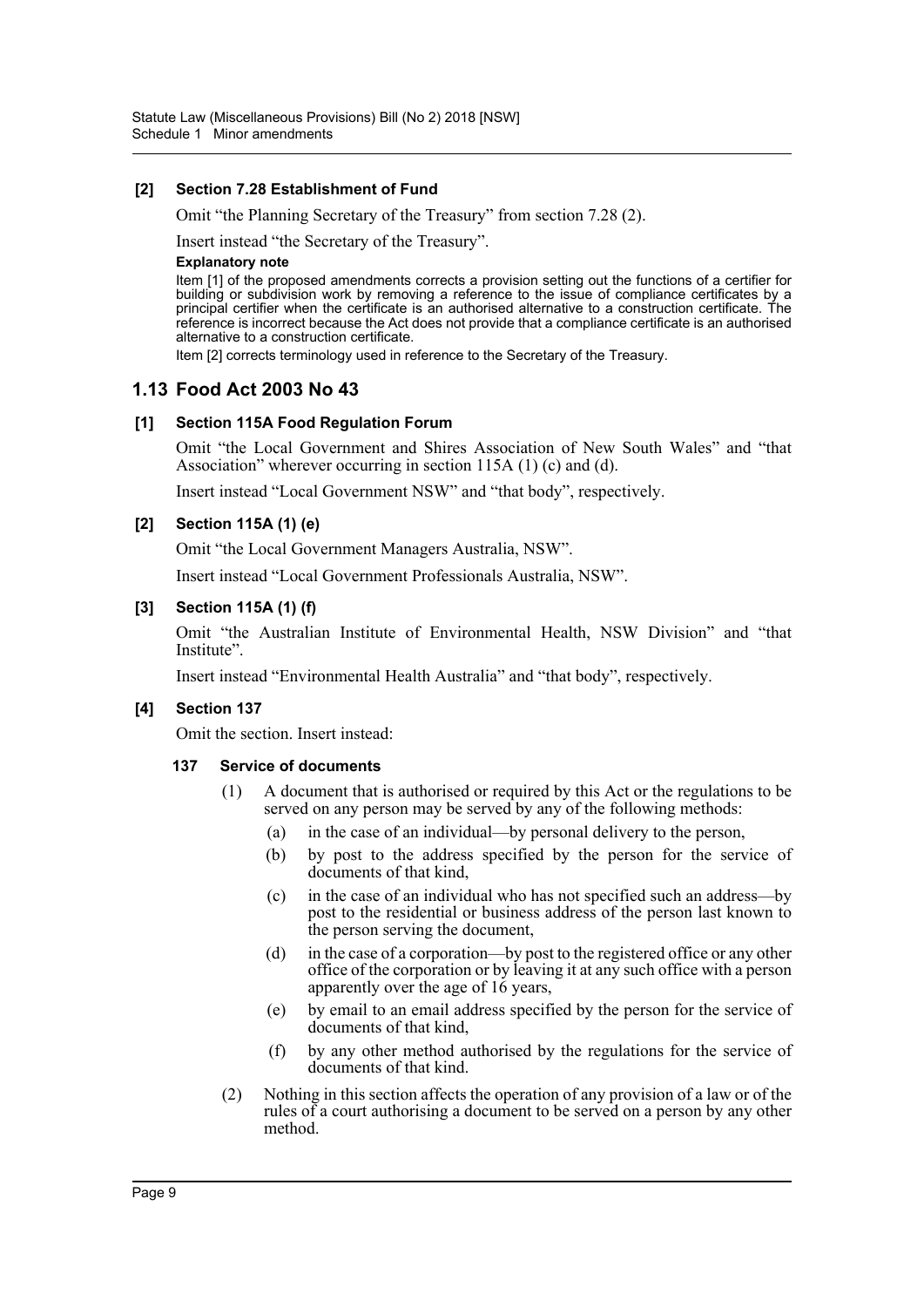### [2] Section 7.28 Establishment of Fund

Omit "the Planning Secretary of the Treasury" from section 7.28 (2).

Insert instead "the Secretary of the Treasury".

**Explanatory note**

Item [1] of the proposed amendments corrects a provision setting out the functions of a certifier for building or subdivision work by removing a reference to the issue of compliance certificates by a principal certifier when the certificate is an authorised alternative to a construction certificate. The reference is incorrect because the Act does not provide that a compliance certificate is an authorised alternative to a construction certificate.

Item [2] corrects terminology used in reference to the Secretary of the Treasury.

## 1.13 Food Act 2003 No 43

### [1] Section 115A Food Regulation Forum

Omit "the Local Government and Shires Association of New South Wales" and "that Association" wherever occurring in section 115A (1) (c) and (d).

Insert instead "Local Government NSW" and "that body", respectively.

### [2] Section 115A (1) (e)

Omit "the Local Government Managers Australia, NSW".

Insert instead "Local Government Professionals Australia, NSW".

### [3] Section 115A (1) (f)

Omit "the Australian Institute of Environmental Health, NSW Division" and "that Institute".

Insert instead "Environmental Health Australia" and "that body", respectively.

### [4] Section 137

Omit the section. Insert instead:

#### 137 Service of documents

(1) A document that is authorised or required by this Act or the regulations to be served on any person may be served by any of the following methods:

- (a) in the case of an individual—by personal delivery to the person,
- (b) by post to the address specified by the person for the service of documents of that kind,
- (c) in the case of an individual who has not specified such an address—by post to the residential or business address of the person last known to the person serving the document,
- (d) in the case of a corporation—by post to the registered office or any other office of the corporation or by leaving it at any such office with a person apparently over the age of 16 years,
- (e) by email to an email address specified by the person for the service of documents of that kind,
- (f) by any other method authorised by the regulations for the service of documents of that kind.

(2) Nothing in this section affects the operation of any provision of a law or of the rules of a court authorising a document to be served on a person by any other method.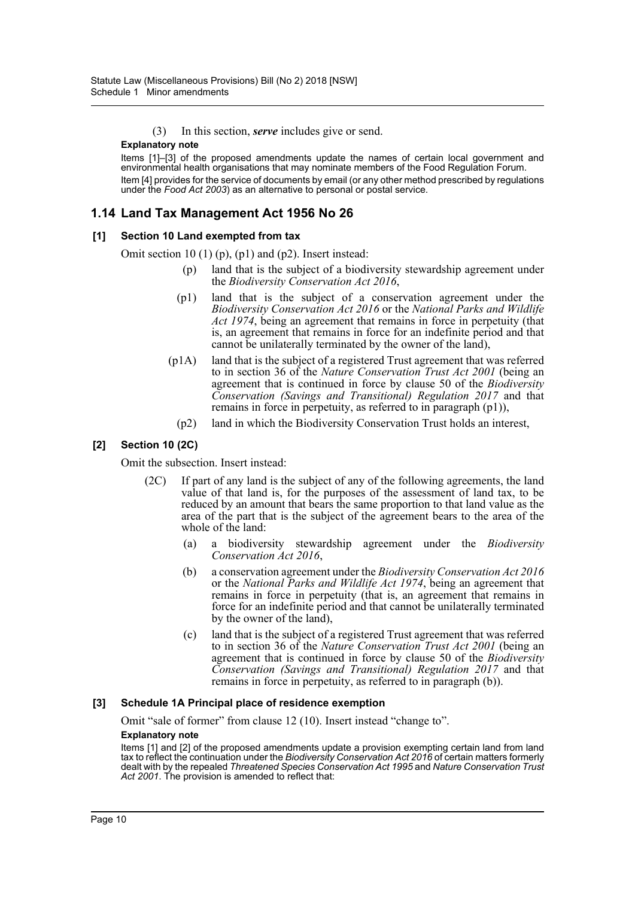(3) In this section, ***serve*** includes give or send.

**Explanatory note**

Items [1]–[3] of the proposed amendments update the names of certain local government and environmental health organisations that may nominate members of the Food Regulation Forum.

Item [4] provides for the service of documents by email (or any other method prescribed by regulations under the *Food Act 2003*) as an alternative to personal or postal service.

## 1.14 Land Tax Management Act 1956 No 26

### [1] Section 10 Land exempted from tax

Omit section 10 (1) (p), (p1) and (p2). Insert instead:

(p) land that is the subject of a biodiversity stewardship agreement under the *Biodiversity Conservation Act 2016*,

(p1) land that is the subject of a conservation agreement under the *Biodiversity Conservation Act 2016* or the *National Parks and Wildlife Act 1974*, being an agreement that remains in force in perpetuity (that is, an agreement that remains in force for an indefinite period and that cannot be unilaterally terminated by the owner of the land),

(p1A) land that is the subject of a registered Trust agreement that was referred to in section 36 of the *Nature Conservation Trust Act 2001* (being an agreement that is continued in force by clause 50 of the *Biodiversity Conservation (Savings and Transitional) Regulation 2017* and that remains in force in perpetuity, as referred to in paragraph (p1)),

(p2) land in which the Biodiversity Conservation Trust holds an interest,

### [2] Section 10 (2C)

Omit the subsection. Insert instead:

(2C) If part of any land is the subject of any of the following agreements, the land value of that land is, for the purposes of the assessment of land tax, to be reduced by an amount that bears the same proportion to that land value as the area of the part that is the subject of the agreement bears to the area of the whole of the land:

(a) a biodiversity stewardship agreement under the *Biodiversity Conservation Act 2016*,

(b) a conservation agreement under the *Biodiversity Conservation Act 2016* or the *National Parks and Wildlife Act 1974*, being an agreement that remains in force in perpetuity (that is, an agreement that remains in force for an indefinite period and that cannot be unilaterally terminated by the owner of the land),

(c) land that is the subject of a registered Trust agreement that was referred to in section 36 of the *Nature Conservation Trust Act 2001* (being an agreement that is continued in force by clause 50 of the *Biodiversity Conservation (Savings and Transitional) Regulation 2017* and that remains in force in perpetuity, as referred to in paragraph (b)).

### [3] Schedule 1A Principal place of residence exemption

Omit "sale of former" from clause 12 (10). Insert instead "change to".

**Explanatory note**

Items [1] and [2] of the proposed amendments update a provision exempting certain land from land tax to reflect the continuation under the *Biodiversity Conservation Act 2016* of certain matters formerly dealt with by the repealed *Threatened Species Conservation Act 1995* and *Nature Conservation Trust Act 2001*. The provision is amended to reflect that: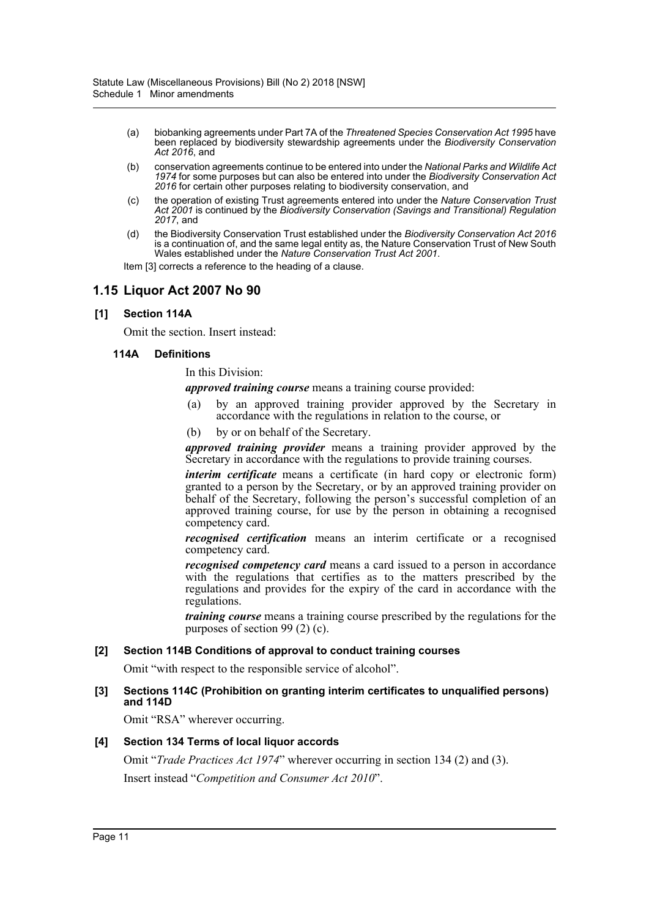(a) biobanking agreements under Part 7A of the *Threatened Species Conservation Act 1995* have been replaced by biodiversity stewardship agreements under the *Biodiversity Conservation Act 2016*, and

(b) conservation agreements continue to be entered into under the *National Parks and Wildlife Act 1974* for some purposes but can also be entered into under the *Biodiversity Conservation Act 2016* for certain other purposes relating to biodiversity conservation, and

(c) the operation of existing Trust agreements entered into under the *Nature Conservation Trust Act 2001* is continued by the *Biodiversity Conservation (Savings and Transitional) Regulation 2017*, and

(d) the Biodiversity Conservation Trust established under the *Biodiversity Conservation Act 2016* is a continuation of, and the same legal entity as, the Nature Conservation Trust of New South Wales established under the *Nature Conservation Trust Act 2001*.

Item [3] corrects a reference to the heading of a clause.

## 1.15 Liquor Act 2007 No 90

### [1] Section 114A

Omit the section. Insert instead:

#### 114A Definitions

In this Division:

***approved training course*** means a training course provided:

(a) by an approved training provider approved by the Secretary in accordance with the regulations in relation to the course, or

(b) by or on behalf of the Secretary.

***approved training provider*** means a training provider approved by the Secretary in accordance with the regulations to provide training courses.

***interim certificate*** means a certificate (in hard copy or electronic form) granted to a person by the Secretary, or by an approved training provider on behalf of the Secretary, following the person's successful completion of an approved training course, for use by the person in obtaining a recognised competency card.

***recognised certification*** means an interim certificate or a recognised competency card.

***recognised competency card*** means a card issued to a person in accordance with the regulations that certifies as to the matters prescribed by the regulations and provides for the expiry of the card in accordance with the regulations.

***training course*** means a training course prescribed by the regulations for the purposes of section 99 (2) (c).

### [2] Section 114B Conditions of approval to conduct training courses

Omit "with respect to the responsible service of alcohol".

### [3] Sections 114C (Prohibition on granting interim certificates to unqualified persons) and 114D

Omit "RSA" wherever occurring.

### [4] Section 134 Terms of local liquor accords

Omit "*Trade Practices Act 1974*" wherever occurring in section 134 (2) and (3).

Insert instead "*Competition and Consumer Act 2010*".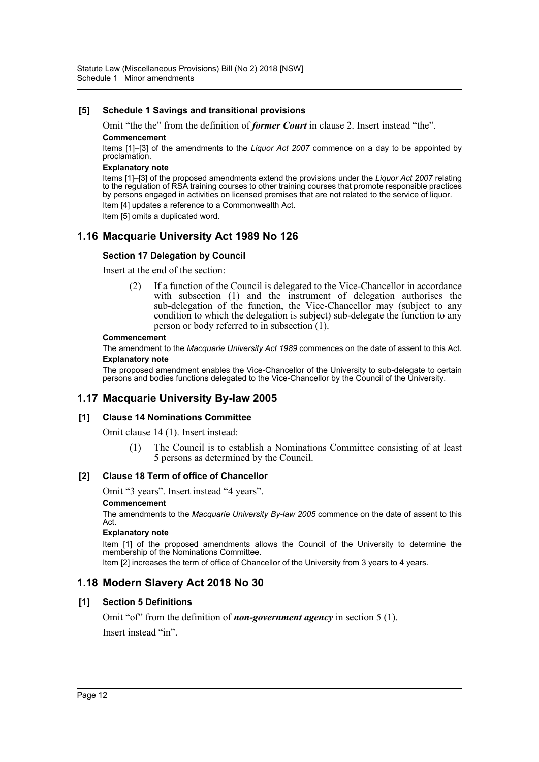### [5] Schedule 1 Savings and transitional provisions

Omit "the the" from the definition of ***former Court*** in clause 2. Insert instead "the".

**Commencement**

Items [1]–[3] of the amendments to the *Liquor Act 2007* commence on a day to be appointed by proclamation.

**Explanatory note**

Items [1]–[3] of the proposed amendments extend the provisions under the *Liquor Act 2007* relating to the regulation of RSA training courses to other training courses that promote responsible practices by persons engaged in activities on licensed premises that are not related to the service of liquor.

Item [4] updates a reference to a Commonwealth Act.

Item [5] omits a duplicated word.

## 1.16 Macquarie University Act 1989 No 126

### Section 17 Delegation by Council

Insert at the end of the section:

> (2) If a function of the Council is delegated to the Vice-Chancellor in accordance with subsection (1) and the instrument of delegation authorises the sub-delegation of the function, the Vice-Chancellor may (subject to any condition to which the delegation is subject) sub-delegate the function to any person or body referred to in subsection (1).

**Commencement**

The amendment to the *Macquarie University Act 1989* commences on the date of assent to this Act.

**Explanatory note**

The proposed amendment enables the Vice-Chancellor of the University to sub-delegate to certain persons and bodies functions delegated to the Vice-Chancellor by the Council of the University.

## 1.17 Macquarie University By-law 2005

### [1] Clause 14 Nominations Committee

Omit clause 14 (1). Insert instead:

> (1) The Council is to establish a Nominations Committee consisting of at least 5 persons as determined by the Council.

### [2] Clause 18 Term of office of Chancellor

Omit "3 years". Insert instead "4 years".

**Commencement**

The amendments to the *Macquarie University By-law 2005* commence on the date of assent to this Act.

**Explanatory note**

Item [1] of the proposed amendments allows the Council of the University to determine the membership of the Nominations Committee.

Item [2] increases the term of office of Chancellor of the University from 3 years to 4 years.

## 1.18 Modern Slavery Act 2018 No 30

### [1] Section 5 Definitions

Omit "of" from the definition of ***non-government agency*** in section 5 (1).

Insert instead "in".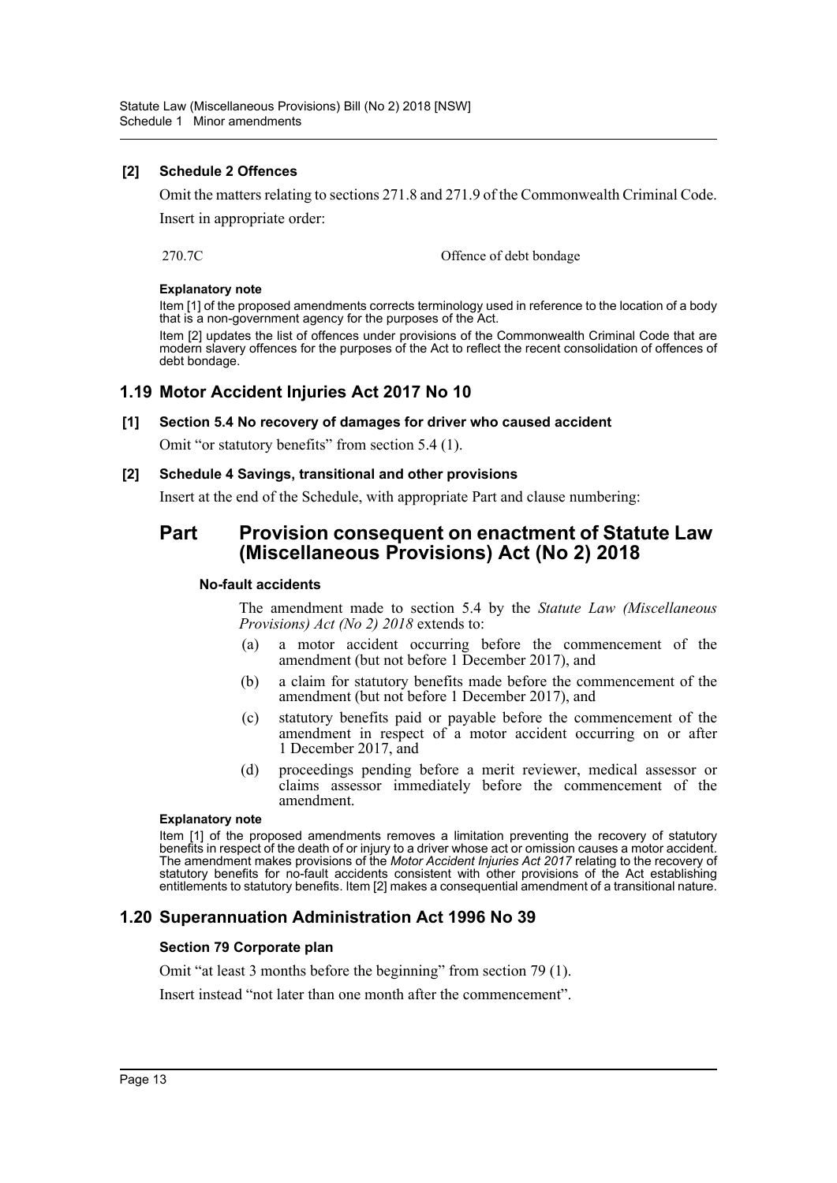**[2] Schedule 2 Offences**

Omit the matters relating to sections 271.8 and 271.9 of the Commonwealth Criminal Code.

Insert in appropriate order:

| | |
|---|---|
| 270.7C | Offence of debt bondage |

**Explanatory note**

Item [1] of the proposed amendments corrects terminology used in reference to the location of a body that is a non-government agency for the purposes of the Act.

Item [2] updates the list of offences under provisions of the Commonwealth Criminal Code that are modern slavery offences for the purposes of the Act to reflect the recent consolidation of offences of debt bondage.

## 1.19 Motor Accident Injuries Act 2017 No 10

**[1] Section 5.4 No recovery of damages for driver who caused accident**

Omit "or statutory benefits" from section 5.4 (1).

**[2] Schedule 4 Savings, transitional and other provisions**

Insert at the end of the Schedule, with appropriate Part and clause numbering:

# Part Provision consequent on enactment of Statute Law (Miscellaneous Provisions) Act (No 2) 2018

**No-fault accidents**

The amendment made to section 5.4 by the *Statute Law (Miscellaneous Provisions) Act (No 2) 2018* extends to:

(a) a motor accident occurring before the commencement of the amendment (but not before 1 December 2017), and

(b) a claim for statutory benefits made before the commencement of the amendment (but not before 1 December 2017), and

(c) statutory benefits paid or payable before the commencement of the amendment in respect of a motor accident occurring on or after 1 December 2017, and

(d) proceedings pending before a merit reviewer, medical assessor or claims assessor immediately before the commencement of the amendment.

**Explanatory note**

Item [1] of the proposed amendments removes a limitation preventing the recovery of statutory benefits in respect of the death of or injury to a driver whose act or omission causes a motor accident. The amendment makes provisions of the *Motor Accident Injuries Act 2017* relating to the recovery of statutory benefits for no-fault accidents consistent with other provisions of the Act establishing entitlements to statutory benefits. Item [2] makes a consequential amendment of a transitional nature.

## 1.20 Superannuation Administration Act 1996 No 39

**Section 79 Corporate plan**

Omit "at least 3 months before the beginning" from section 79 (1).

Insert instead "not later than one month after the commencement".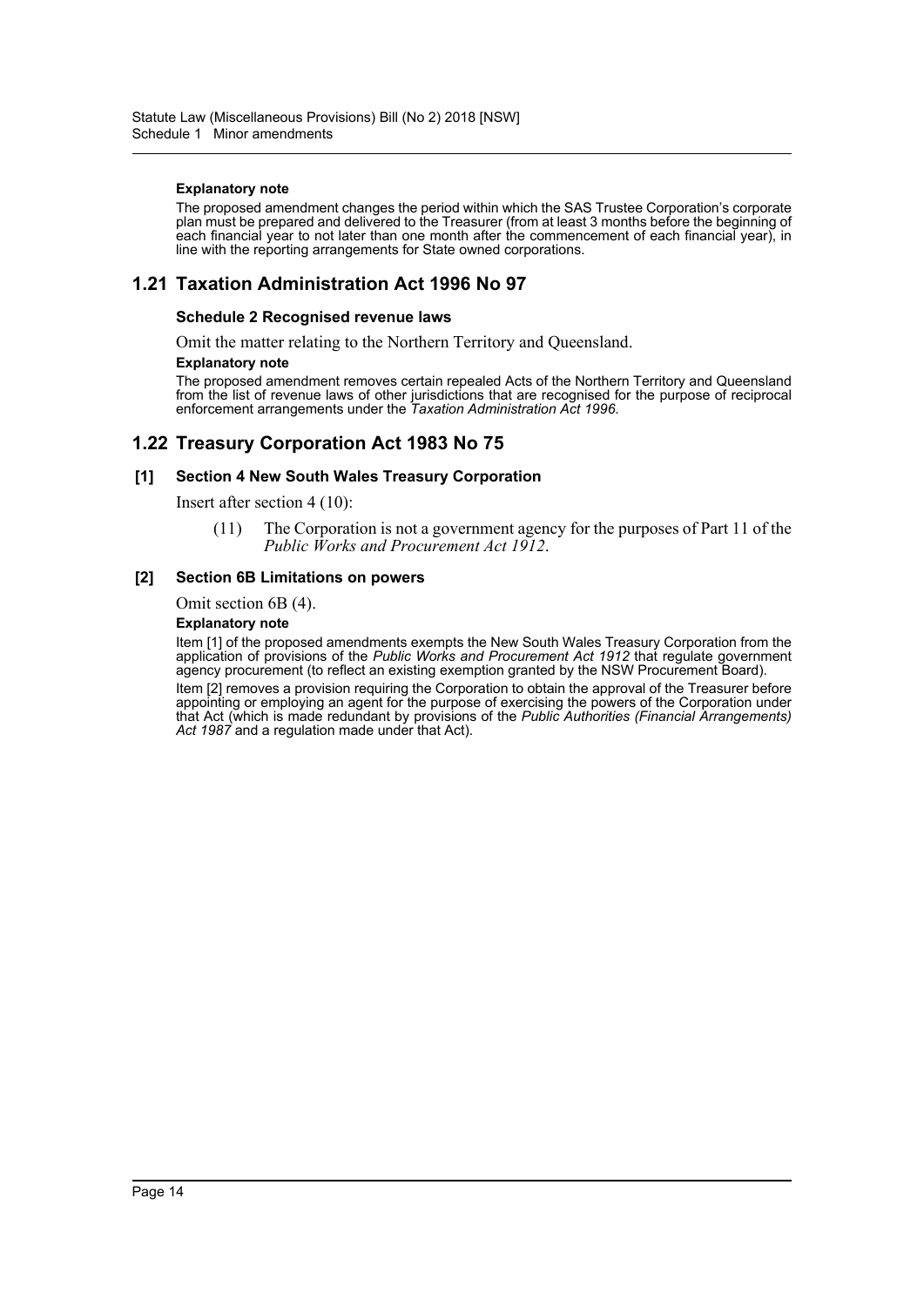**Explanatory note**

The proposed amendment changes the period within which the SAS Trustee Corporation's corporate plan must be prepared and delivered to the Treasurer (from at least 3 months before the beginning of each financial year to not later than one month after the commencement of each financial year), in line with the reporting arrangements for State owned corporations.

## 1.21 Taxation Administration Act 1996 No 97

### Schedule 2 Recognised revenue laws

Omit the matter relating to the Northern Territory and Queensland.

**Explanatory note**

The proposed amendment removes certain repealed Acts of the Northern Territory and Queensland from the list of revenue laws of other jurisdictions that are recognised for the purpose of reciprocal enforcement arrangements under the *Taxation Administration Act 1996*.

## 1.22 Treasury Corporation Act 1983 No 75

### [1] Section 4 New South Wales Treasury Corporation

Insert after section 4 (10):

> (11) The Corporation is not a government agency for the purposes of Part 11 of the *Public Works and Procurement Act 1912*.

### [2] Section 6B Limitations on powers

Omit section 6B (4).

**Explanatory note**

Item [1] of the proposed amendments exempts the New South Wales Treasury Corporation from the application of provisions of the *Public Works and Procurement Act 1912* that regulate government agency procurement (to reflect an existing exemption granted by the NSW Procurement Board).

Item [2] removes a provision requiring the Corporation to obtain the approval of the Treasurer before appointing or employing an agent for the purpose of exercising the powers of the Corporation under that Act (which is made redundant by provisions of the *Public Authorities (Financial Arrangements) Act 1987* and a regulation made under that Act).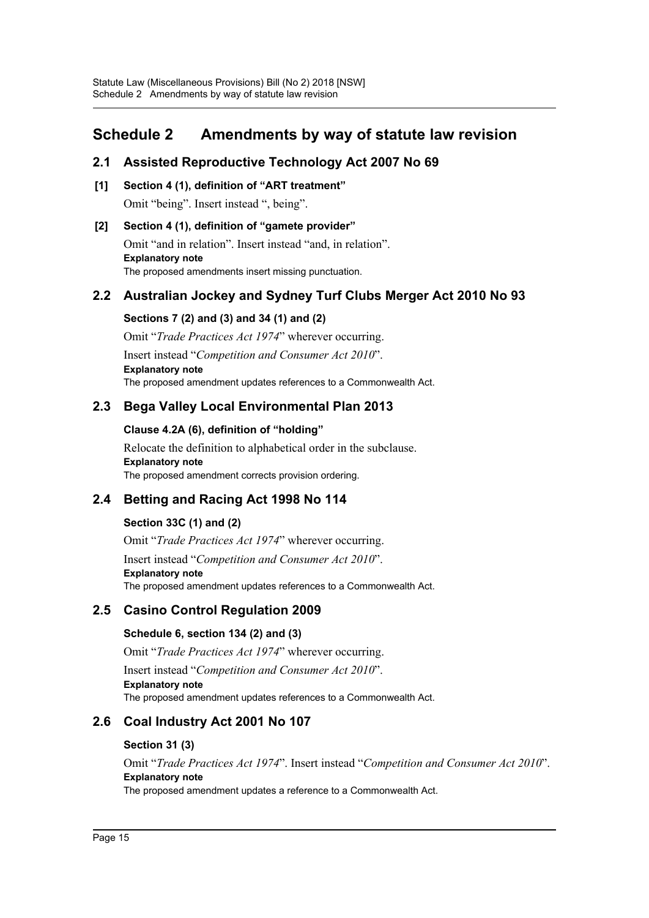# Schedule 2 Amendments by way of statute law revision

## 2.1 Assisted Reproductive Technology Act 2007 No 69

**[1] Section 4 (1), definition of "ART treatment"**

Omit "being". Insert instead ", being".

**[2] Section 4 (1), definition of "gamete provider"**

Omit "and in relation". Insert instead "and, in relation".

**Explanatory note**

The proposed amendments insert missing punctuation.

## 2.2 Australian Jockey and Sydney Turf Clubs Merger Act 2010 No 93

**Sections 7 (2) and (3) and 34 (1) and (2)**

Omit "*Trade Practices Act 1974*" wherever occurring.

Insert instead "*Competition and Consumer Act 2010*".

**Explanatory note**

The proposed amendment updates references to a Commonwealth Act.

## 2.3 Bega Valley Local Environmental Plan 2013

**Clause 4.2A (6), definition of "holding"**

Relocate the definition to alphabetical order in the subclause.

**Explanatory note**

The proposed amendment corrects provision ordering.

## 2.4 Betting and Racing Act 1998 No 114

**Section 33C (1) and (2)**

Omit "*Trade Practices Act 1974*" wherever occurring.

Insert instead "*Competition and Consumer Act 2010*".

**Explanatory note**

The proposed amendment updates references to a Commonwealth Act.

## 2.5 Casino Control Regulation 2009

**Schedule 6, section 134 (2) and (3)**

Omit "*Trade Practices Act 1974*" wherever occurring.

Insert instead "*Competition and Consumer Act 2010*".

**Explanatory note**

The proposed amendment updates references to a Commonwealth Act.

## 2.6 Coal Industry Act 2001 No 107

**Section 31 (3)**

Omit "*Trade Practices Act 1974*". Insert instead "*Competition and Consumer Act 2010*".

**Explanatory note**

The proposed amendment updates a reference to a Commonwealth Act.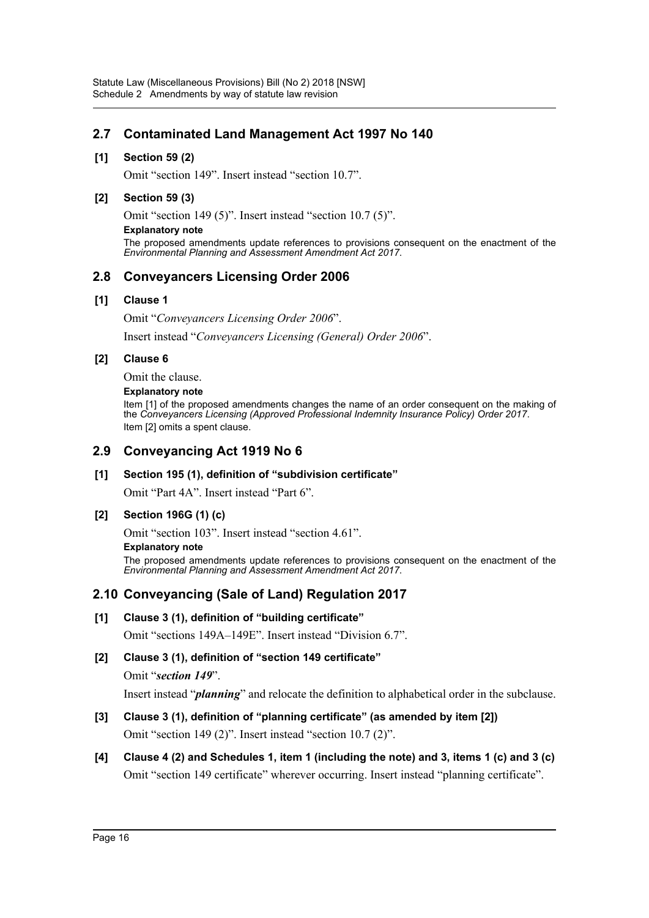## 2.7 Contaminated Land Management Act 1997 No 140

### [1] Section 59 (2)

Omit "section 149". Insert instead "section 10.7".

### [2] Section 59 (3)

Omit "section 149 (5)". Insert instead "section 10.7 (5)".

**Explanatory note**

The proposed amendments update references to provisions consequent on the enactment of the *Environmental Planning and Assessment Amendment Act 2017*.

## 2.8 Conveyancers Licensing Order 2006

### [1] Clause 1

Omit "*Conveyancers Licensing Order 2006*".

Insert instead "*Conveyancers Licensing (General) Order 2006*".

### [2] Clause 6

Omit the clause.

**Explanatory note**

Item [1] of the proposed amendments changes the name of an order consequent on the making of the *Conveyancers Licensing (Approved Professional Indemnity Insurance Policy) Order 2017*.

Item [2] omits a spent clause.

## 2.9 Conveyancing Act 1919 No 6

### [1] Section 195 (1), definition of "subdivision certificate"

Omit "Part 4A". Insert instead "Part 6".

### [2] Section 196G (1) (c)

Omit "section 103". Insert instead "section 4.61".

**Explanatory note**

The proposed amendments update references to provisions consequent on the enactment of the *Environmental Planning and Assessment Amendment Act 2017*.

## 2.10 Conveyancing (Sale of Land) Regulation 2017

### [1] Clause 3 (1), definition of "building certificate"

Omit "sections 149A–149E". Insert instead "Division 6.7".

### [2] Clause 3 (1), definition of "section 149 certificate"

Omit "***section 149***".

Insert instead "***planning***" and relocate the definition to alphabetical order in the subclause.

### [3] Clause 3 (1), definition of "planning certificate" (as amended by item [2])

Omit "section 149 (2)". Insert instead "section 10.7 (2)".

### [4] Clause 4 (2) and Schedules 1, item 1 (including the note) and 3, items 1 (c) and 3 (c)

Omit "section 149 certificate" wherever occurring. Insert instead "planning certificate".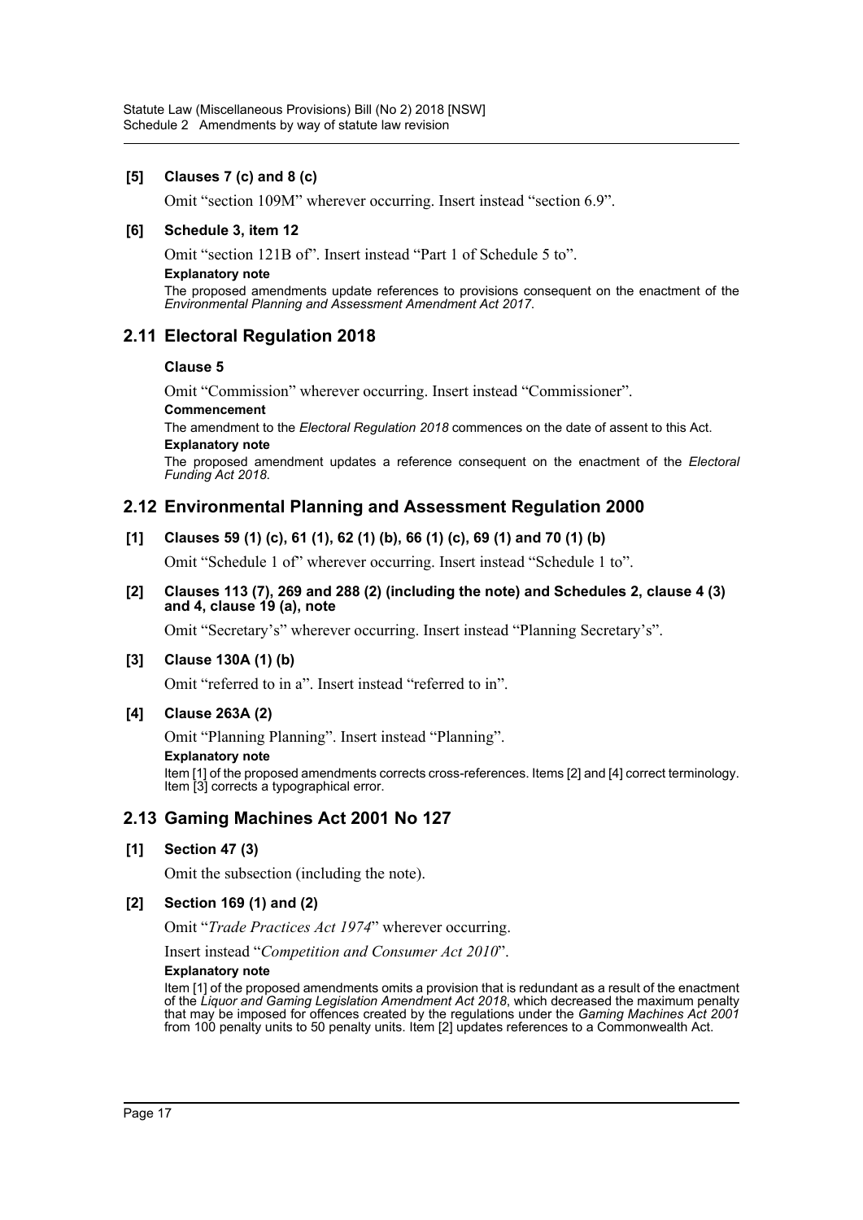### [5] Clauses 7 (c) and 8 (c)

Omit "section 109M" wherever occurring. Insert instead "section 6.9".

### [6] Schedule 3, item 12

Omit "section 121B of". Insert instead "Part 1 of Schedule 5 to".

**Explanatory note**

The proposed amendments update references to provisions consequent on the enactment of the *Environmental Planning and Assessment Amendment Act 2017*.

## 2.11 Electoral Regulation 2018

### Clause 5

Omit "Commission" wherever occurring. Insert instead "Commissioner".

**Commencement**

The amendment to the *Electoral Regulation 2018* commences on the date of assent to this Act.

**Explanatory note**

The proposed amendment updates a reference consequent on the enactment of the *Electoral Funding Act 2018*.

## 2.12 Environmental Planning and Assessment Regulation 2000

### [1] Clauses 59 (1) (c), 61 (1), 62 (1) (b), 66 (1) (c), 69 (1) and 70 (1) (b)

Omit "Schedule 1 of" wherever occurring. Insert instead "Schedule 1 to".

### [2] Clauses 113 (7), 269 and 288 (2) (including the note) and Schedules 2, clause 4 (3) and 4, clause 19 (a), note

Omit "Secretary's" wherever occurring. Insert instead "Planning Secretary's".

### [3] Clause 130A (1) (b)

Omit "referred to in a". Insert instead "referred to in".

### [4] Clause 263A (2)

Omit "Planning Planning". Insert instead "Planning".

**Explanatory note**

Item [1] of the proposed amendments corrects cross-references. Items [2] and [4] correct terminology. Item [3] corrects a typographical error.

## 2.13 Gaming Machines Act 2001 No 127

### [1] Section 47 (3)

Omit the subsection (including the note).

### [2] Section 169 (1) and (2)

Omit "*Trade Practices Act 1974*" wherever occurring.

Insert instead "*Competition and Consumer Act 2010*".

**Explanatory note**

Item [1] of the proposed amendments omits a provision that is redundant as a result of the enactment of the *Liquor and Gaming Legislation Amendment Act 2018*, which decreased the maximum penalty that may be imposed for offences created by the regulations under the *Gaming Machines Act 2001* from 100 penalty units to 50 penalty units. Item [2] updates references to a Commonwealth Act.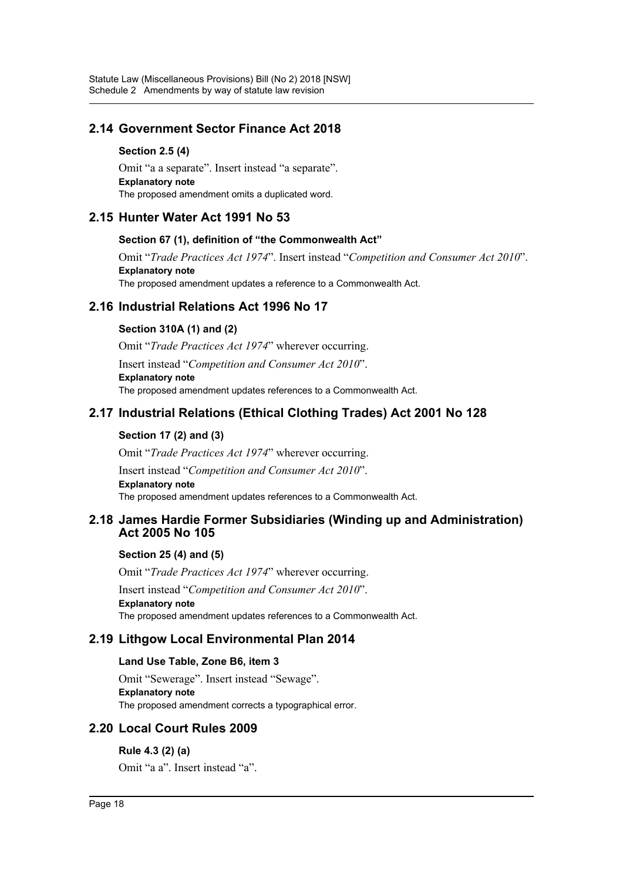## 2.14 Government Sector Finance Act 2018

### Section 2.5 (4)

Omit "a a separate". Insert instead "a separate".

**Explanatory note**

The proposed amendment omits a duplicated word.

## 2.15 Hunter Water Act 1991 No 53

### Section 67 (1), definition of "the Commonwealth Act"

Omit "*Trade Practices Act 1974*". Insert instead "*Competition and Consumer Act 2010*".

**Explanatory note**

The proposed amendment updates a reference to a Commonwealth Act.

## 2.16 Industrial Relations Act 1996 No 17

### Section 310A (1) and (2)

Omit "*Trade Practices Act 1974*" wherever occurring.

Insert instead "*Competition and Consumer Act 2010*".

**Explanatory note**

The proposed amendment updates references to a Commonwealth Act.

## 2.17 Industrial Relations (Ethical Clothing Trades) Act 2001 No 128

### Section 17 (2) and (3)

Omit "*Trade Practices Act 1974*" wherever occurring.

Insert instead "*Competition and Consumer Act 2010*".

**Explanatory note**

The proposed amendment updates references to a Commonwealth Act.

## 2.18 James Hardie Former Subsidiaries (Winding up and Administration) Act 2005 No 105

### Section 25 (4) and (5)

Omit "*Trade Practices Act 1974*" wherever occurring.

Insert instead "*Competition and Consumer Act 2010*".

**Explanatory note**

The proposed amendment updates references to a Commonwealth Act.

## 2.19 Lithgow Local Environmental Plan 2014

### Land Use Table, Zone B6, item 3

Omit "Sewerage". Insert instead "Sewage".

**Explanatory note**

The proposed amendment corrects a typographical error.

## 2.20 Local Court Rules 2009

### Rule 4.3 (2) (a)

Omit "a a". Insert instead "a".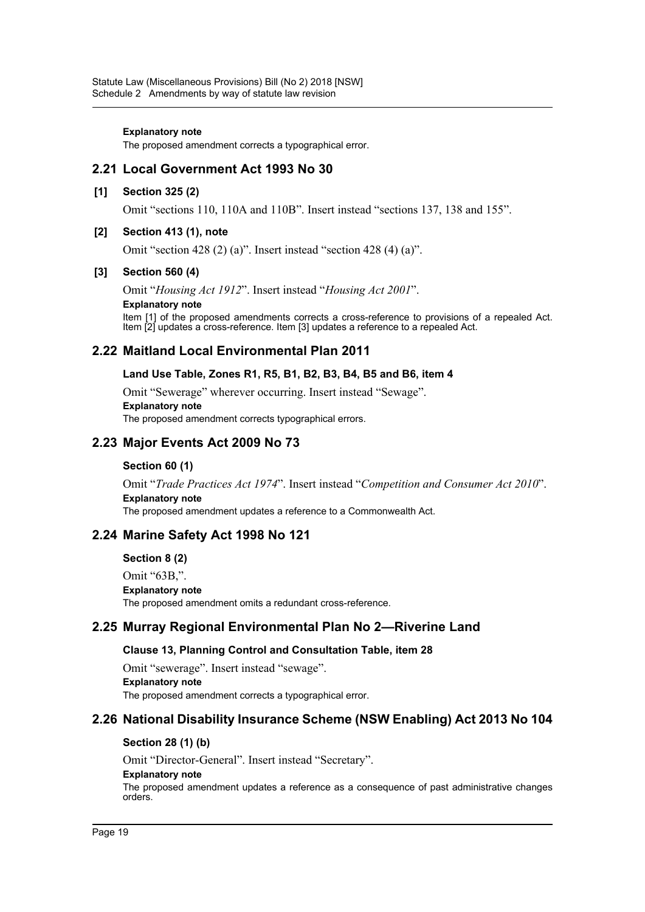**Explanatory note**

The proposed amendment corrects a typographical error.

## 2.21 Local Government Act 1993 No 30

**[1] Section 325 (2)**

Omit "sections 110, 110A and 110B". Insert instead "sections 137, 138 and 155".

**[2] Section 413 (1), note**

Omit "section 428 (2) (a)". Insert instead "section 428 (4) (a)".

**[3] Section 560 (4)**

Omit "*Housing Act 1912*". Insert instead "*Housing Act 2001*".

**Explanatory note**

Item [1] of the proposed amendments corrects a cross-reference to provisions of a repealed Act. Item [2] updates a cross-reference. Item [3] updates a reference to a repealed Act.

## 2.22 Maitland Local Environmental Plan 2011

**Land Use Table, Zones R1, R5, B1, B2, B3, B4, B5 and B6, item 4**

Omit "Sewerage" wherever occurring. Insert instead "Sewage".

**Explanatory note**

The proposed amendment corrects typographical errors.

## 2.23 Major Events Act 2009 No 73

**Section 60 (1)**

Omit "*Trade Practices Act 1974*". Insert instead "*Competition and Consumer Act 2010*".

**Explanatory note**

The proposed amendment updates a reference to a Commonwealth Act.

## 2.24 Marine Safety Act 1998 No 121

**Section 8 (2)**

Omit "63B,".

**Explanatory note**

The proposed amendment omits a redundant cross-reference.

## 2.25 Murray Regional Environmental Plan No 2—Riverine Land

**Clause 13, Planning Control and Consultation Table, item 28**

Omit "sewerage". Insert instead "sewage".

**Explanatory note**

The proposed amendment corrects a typographical error.

## 2.26 National Disability Insurance Scheme (NSW Enabling) Act 2013 No 104

**Section 28 (1) (b)**

Omit "Director-General". Insert instead "Secretary".

**Explanatory note**

The proposed amendment updates a reference as a consequence of past administrative changes orders.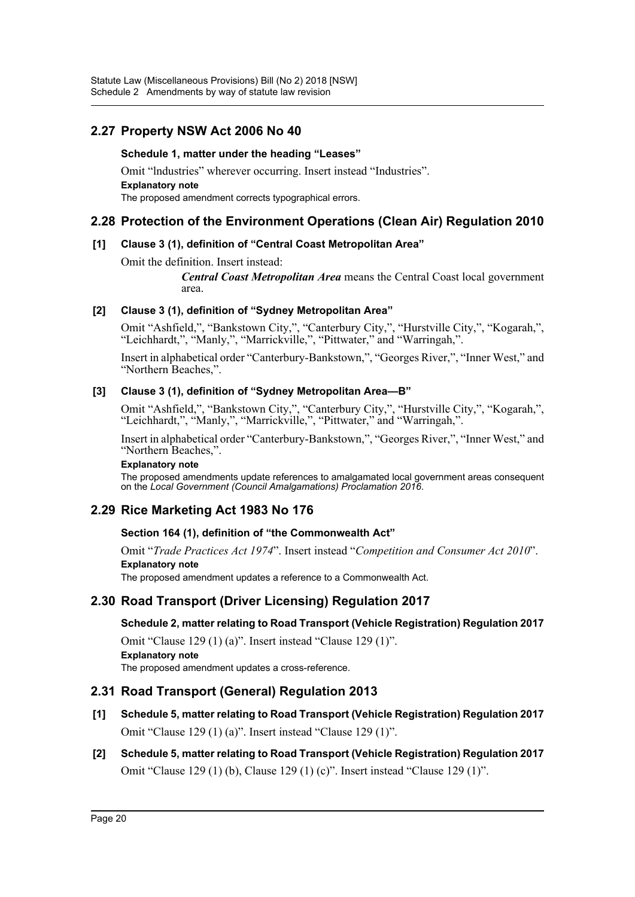## 2.27 Property NSW Act 2006 No 40

### Schedule 1, matter under the heading "Leases"

Omit "lndustries" wherever occurring. Insert instead "Industries".

**Explanatory note**

The proposed amendment corrects typographical errors.

## 2.28 Protection of the Environment Operations (Clean Air) Regulation 2010

### [1] Clause 3 (1), definition of "Central Coast Metropolitan Area"

Omit the definition. Insert instead:

> ***Central Coast Metropolitan Area*** means the Central Coast local government area.

### [2] Clause 3 (1), definition of "Sydney Metropolitan Area"

Omit "Ashfield,", "Bankstown City,", "Canterbury City,", "Hurstville City,", "Kogarah,", "Leichhardt,", "Manly,", "Marrickville,", "Pittwater," and "Warringah,".

Insert in alphabetical order "Canterbury-Bankstown,", "Georges River,", "Inner West," and "Northern Beaches,".

### [3] Clause 3 (1), definition of "Sydney Metropolitan Area—B"

Omit "Ashfield,", "Bankstown City,", "Canterbury City,", "Hurstville City,", "Kogarah,", "Leichhardt,", "Manly,", "Marrickville,", "Pittwater," and "Warringah,".

Insert in alphabetical order "Canterbury-Bankstown,", "Georges River,", "Inner West," and "Northern Beaches,".

**Explanatory note**

The proposed amendments update references to amalgamated local government areas consequent on the *Local Government (Council Amalgamations) Proclamation 2016*.

## 2.29 Rice Marketing Act 1983 No 176

### Section 164 (1), definition of "the Commonwealth Act"

Omit "*Trade Practices Act 1974*". Insert instead "*Competition and Consumer Act 2010*".

**Explanatory note**

The proposed amendment updates a reference to a Commonwealth Act.

## 2.30 Road Transport (Driver Licensing) Regulation 2017

### Schedule 2, matter relating to Road Transport (Vehicle Registration) Regulation 2017

Omit "Clause 129 (1) (a)". Insert instead "Clause 129 (1)".

**Explanatory note**

The proposed amendment updates a cross-reference.

## 2.31 Road Transport (General) Regulation 2013

### [1] Schedule 5, matter relating to Road Transport (Vehicle Registration) Regulation 2017

Omit "Clause 129 (1) (a)". Insert instead "Clause 129 (1)".

### [2] Schedule 5, matter relating to Road Transport (Vehicle Registration) Regulation 2017

Omit "Clause 129 (1) (b), Clause 129 (1) (c)". Insert instead "Clause 129 (1)".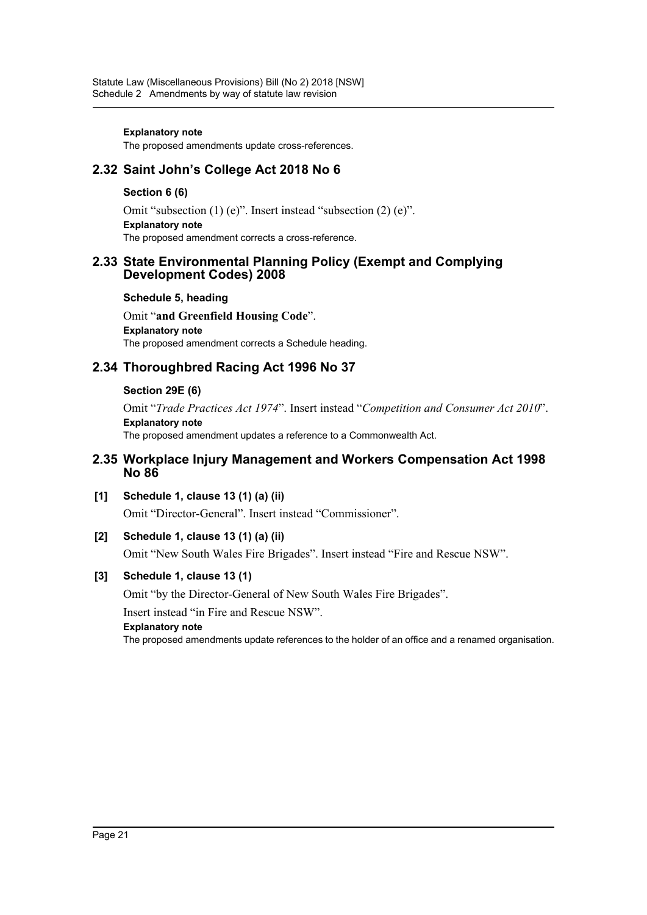**Explanatory note**

The proposed amendments update cross-references.

## 2.32 Saint John's College Act 2018 No 6

### Section 6 (6)

Omit "subsection (1) (e)". Insert instead "subsection (2) (e)".

**Explanatory note**

The proposed amendment corrects a cross-reference.

## 2.33 State Environmental Planning Policy (Exempt and Complying Development Codes) 2008

### Schedule 5, heading

Omit "**and Greenfield Housing Code**".

**Explanatory note**

The proposed amendment corrects a Schedule heading.

## 2.34 Thoroughbred Racing Act 1996 No 37

### Section 29E (6)

Omit "*Trade Practices Act 1974*". Insert instead "*Competition and Consumer Act 2010*".

**Explanatory note**

The proposed amendment updates a reference to a Commonwealth Act.

## 2.35 Workplace Injury Management and Workers Compensation Act 1998 No 86

### [1] Schedule 1, clause 13 (1) (a) (ii)

Omit "Director-General". Insert instead "Commissioner".

### [2] Schedule 1, clause 13 (1) (a) (ii)

Omit "New South Wales Fire Brigades". Insert instead "Fire and Rescue NSW".

### [3] Schedule 1, clause 13 (1)

Omit "by the Director-General of New South Wales Fire Brigades".

Insert instead "in Fire and Rescue NSW".

**Explanatory note**

The proposed amendments update references to the holder of an office and a renamed organisation.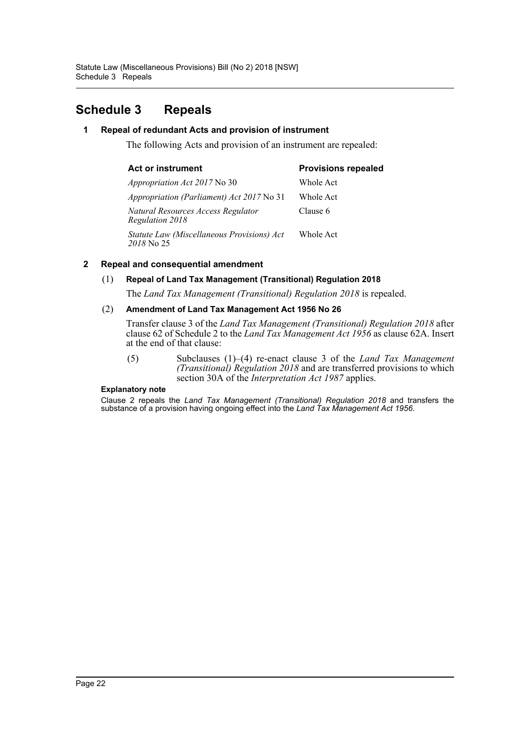## Schedule 3 Repeals

### 1 Repeal of redundant Acts and provision of instrument

The following Acts and provision of an instrument are repealed:

| Act or instrument | Provisions repealed |
|---|---|
| *Appropriation Act 2017* No 30 | Whole Act |
| *Appropriation (Parliament) Act 2017* No 31 | Whole Act |
| *Natural Resources Access Regulator Regulation 2018* | Clause 6 |
| *Statute Law (Miscellaneous Provisions) Act 2018* No 25 | Whole Act |

### 2 Repeal and consequential amendment

(1) **Repeal of Land Tax Management (Transitional) Regulation 2018**

The *Land Tax Management (Transitional) Regulation 2018* is repealed.

(2) **Amendment of Land Tax Management Act 1956 No 26**

Transfer clause 3 of the *Land Tax Management (Transitional) Regulation 2018* after clause 62 of Schedule 2 to the *Land Tax Management Act 1956* as clause 62A. Insert at the end of that clause:

(5) Subclauses (1)–(4) re-enact clause 3 of the *Land Tax Management (Transitional) Regulation 2018* and are transferred provisions to which section 30A of the *Interpretation Act 1987* applies.

**Explanatory note**

Clause 2 repeals the *Land Tax Management (Transitional) Regulation 2018* and transfers the substance of a provision having ongoing effect into the *Land Tax Management Act 1956*.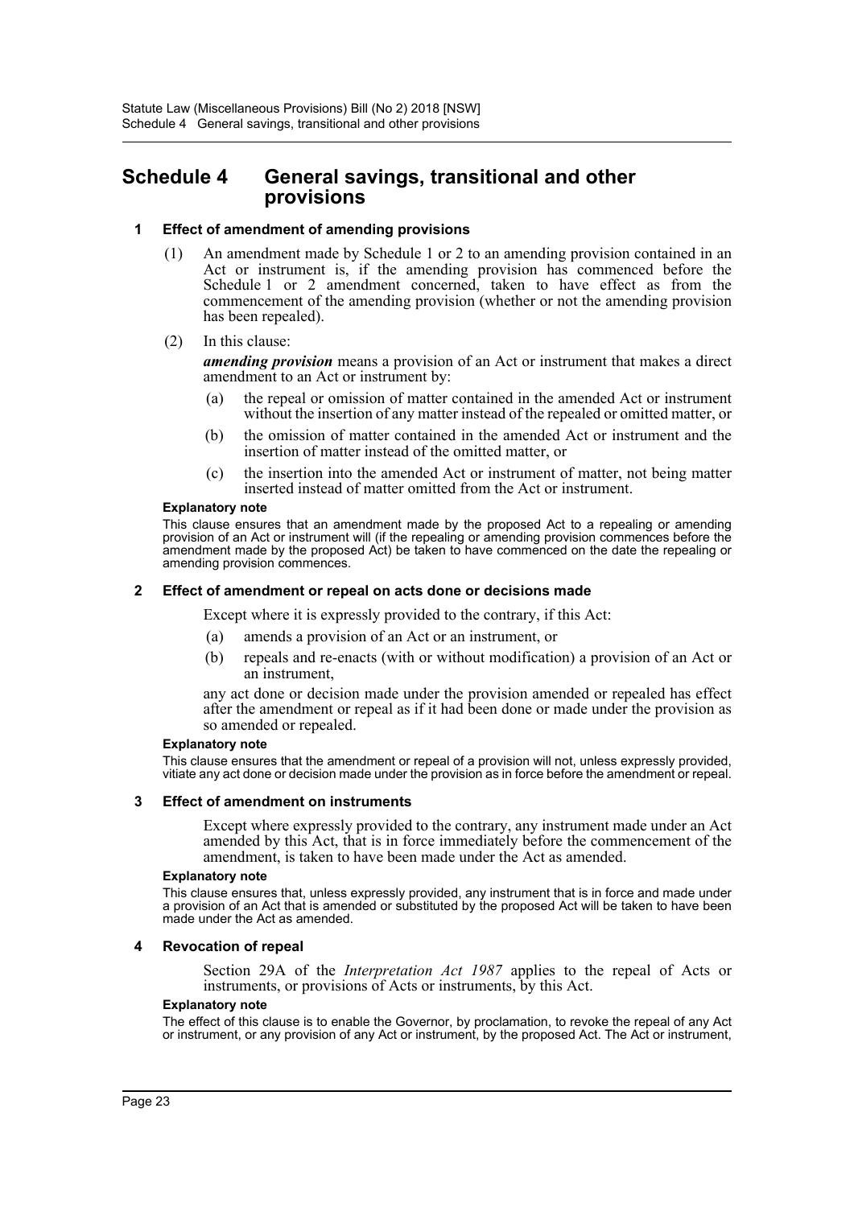# Schedule 4 General savings, transitional and other provisions

**1 Effect of amendment of amending provisions**

(1) An amendment made by Schedule 1 or 2 to an amending provision contained in an Act or instrument is, if the amending provision has commenced before the Schedule 1 or 2 amendment concerned, taken to have effect as from the commencement of the amending provision (whether or not the amending provision has been repealed).

(2) In this clause:

***amending provision*** means a provision of an Act or instrument that makes a direct amendment to an Act or instrument by:

(a) the repeal or omission of matter contained in the amended Act or instrument without the insertion of any matter instead of the repealed or omitted matter, or

(b) the omission of matter contained in the amended Act or instrument and the insertion of matter instead of the omitted matter, or

(c) the insertion into the amended Act or instrument of matter, not being matter inserted instead of matter omitted from the Act or instrument.

**Explanatory note**

This clause ensures that an amendment made by the proposed Act to a repealing or amending provision of an Act or instrument will (if the repealing or amending provision commences before the amendment made by the proposed Act) be taken to have commenced on the date the repealing or amending provision commences.

**2 Effect of amendment or repeal on acts done or decisions made**

Except where it is expressly provided to the contrary, if this Act:

(a) amends a provision of an Act or an instrument, or

(b) repeals and re-enacts (with or without modification) a provision of an Act or an instrument,

any act done or decision made under the provision amended or repealed has effect after the amendment or repeal as if it had been done or made under the provision as so amended or repealed.

**Explanatory note**

This clause ensures that the amendment or repeal of a provision will not, unless expressly provided, vitiate any act done or decision made under the provision as in force before the amendment or repeal.

**3 Effect of amendment on instruments**

Except where expressly provided to the contrary, any instrument made under an Act amended by this Act, that is in force immediately before the commencement of the amendment, is taken to have been made under the Act as amended.

**Explanatory note**

This clause ensures that, unless expressly provided, any instrument that is in force and made under a provision of an Act that is amended or substituted by the proposed Act will be taken to have been made under the Act as amended.

**4 Revocation of repeal**

Section 29A of the *Interpretation Act 1987* applies to the repeal of Acts or instruments, or provisions of Acts or instruments, by this Act.

**Explanatory note**

The effect of this clause is to enable the Governor, by proclamation, to revoke the repeal of any Act or instrument, or any provision of any Act or instrument, by the proposed Act. The Act or instrument,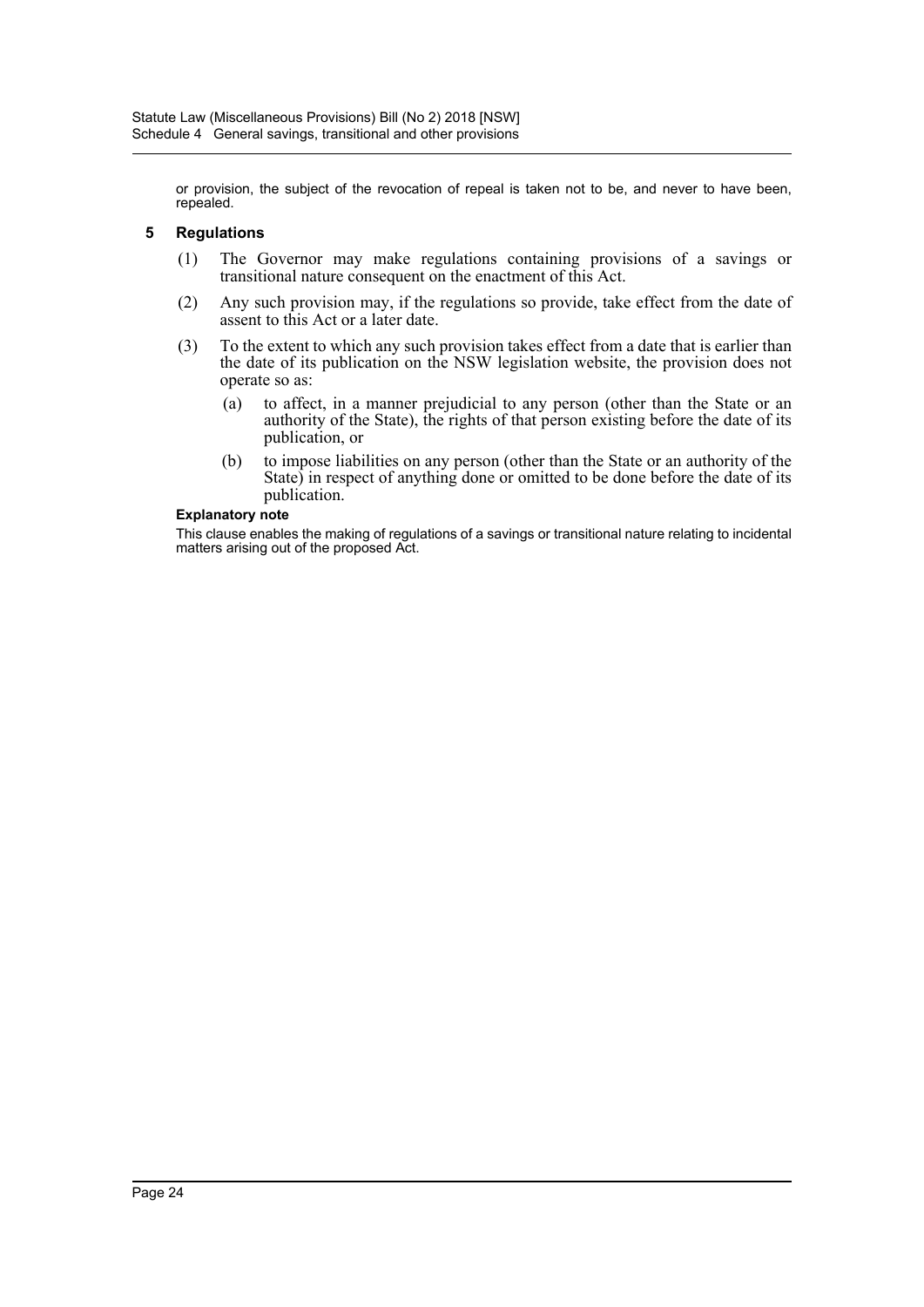or provision, the subject of the revocation of repeal is taken not to be, and never to have been, repealed.

### 5 Regulations

(1) The Governor may make regulations containing provisions of a savings or transitional nature consequent on the enactment of this Act.

(2) Any such provision may, if the regulations so provide, take effect from the date of assent to this Act or a later date.

(3) To the extent to which any such provision takes effect from a date that is earlier than the date of its publication on the NSW legislation website, the provision does not operate so as:

(a) to affect, in a manner prejudicial to any person (other than the State or an authority of the State), the rights of that person existing before the date of its publication, or

(b) to impose liabilities on any person (other than the State or an authority of the State) in respect of anything done or omitted to be done before the date of its publication.

**Explanatory note**

This clause enables the making of regulations of a savings or transitional nature relating to incidental matters arising out of the proposed Act.